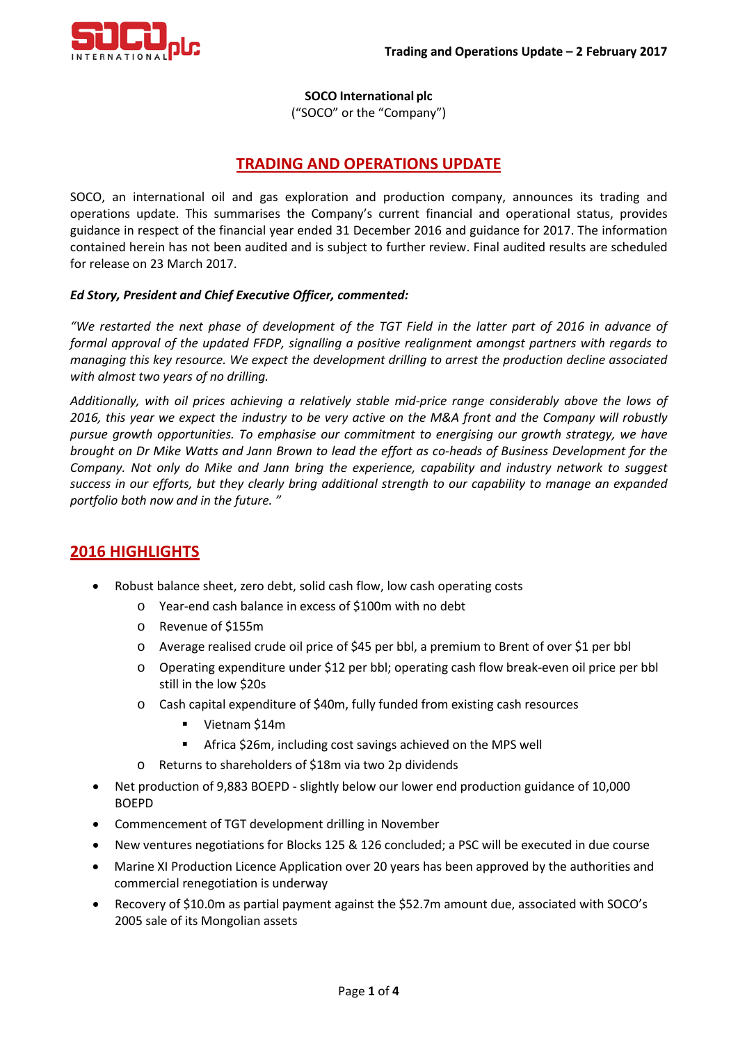**SOCO International plc**

("SOCO" or the "Company")

# TRADING AND OPERATIONS UPDATE

SOCO, an international oil and gas exploration and production company, announces its trading and operations update. This summarises the Company's current financial and operational status, provides guidance in respect of the financial year ended 31 December 2016 and guidance for 2017. The information contained herein has not been audited and is subject to further review. Final audited results are scheduled for release on 23 March 2017.

***Ed Story, President and Chief Executive Officer, commented:***

*"We restarted the next phase of development of the TGT Field in the latter part of 2016 in advance of formal approval of the updated FFDP, signalling a positive realignment amongst partners with regards to managing this key resource. We expect the development drilling to arrest the production decline associated with almost two years of no drilling.*

*Additionally, with oil prices achieving a relatively stable mid-price range considerably above the lows of 2016, this year we expect the industry to be very active on the M&A front and the Company will robustly pursue growth opportunities. To emphasise our commitment to energising our growth strategy, we have brought on Dr Mike Watts and Jann Brown to lead the effort as co-heads of Business Development for the Company. Not only do Mike and Jann bring the experience, capability and industry network to suggest success in our efforts, but they clearly bring additional strength to our capability to manage an expanded portfolio both now and in the future. "*

## 2016 HIGHLIGHTS

- Robust balance sheet, zero debt, solid cash flow, low cash operating costs
  - Year-end cash balance in excess of $100m with no debt
  - Revenue of $155m
  - Average realised crude oil price of $45 per bbl, a premium to Brent of over $1 per bbl
  - Operating expenditure under $12 per bbl; operating cash flow break-even oil price per bbl still in the low $20s
  - Cash capital expenditure of $40m, fully funded from existing cash resources
    - Vietnam $14m
    - Africa $26m, including cost savings achieved on the MPS well
  - Returns to shareholders of $18m via two 2p dividends
- Net production of 9,883 BOEPD - slightly below our lower end production guidance of 10,000 BOEPD
- Commencement of TGT development drilling in November
- New ventures negotiations for Blocks 125 & 126 concluded; a PSC will be executed in due course
- Marine XI Production Licence Application over 20 years has been approved by the authorities and commercial renegotiation is underway
- Recovery of $10.0m as partial payment against the $52.7m amount due, associated with SOCO's 2005 sale of its Mongolian assets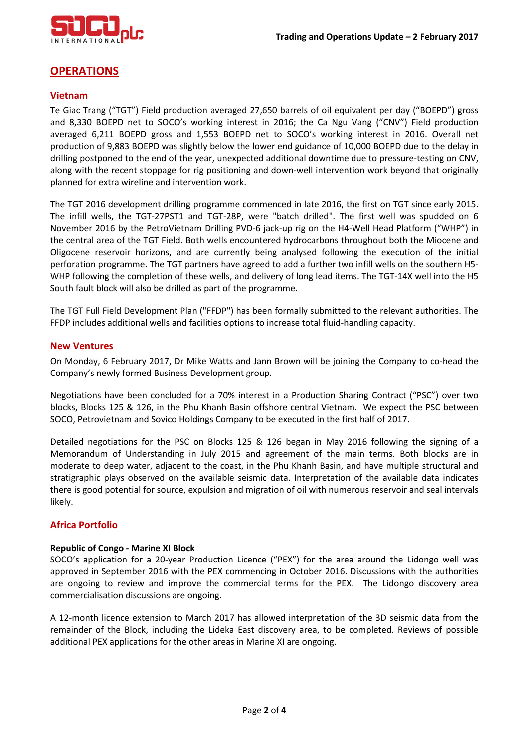## OPERATIONS

### Vietnam

Te Giac Trang ("TGT") Field production averaged 27,650 barrels of oil equivalent per day ("BOEPD") gross and 8,330 BOEPD net to SOCO's working interest in 2016; the Ca Ngu Vang ("CNV") Field production averaged 6,211 BOEPD gross and 1,553 BOEPD net to SOCO's working interest in 2016. Overall net production of 9,883 BOEPD was slightly below the lower end guidance of 10,000 BOEPD due to the delay in drilling postponed to the end of the year, unexpected additional downtime due to pressure-testing on CNV, along with the recent stoppage for rig positioning and down-well intervention work beyond that originally planned for extra wireline and intervention work.

The TGT 2016 development drilling programme commenced in late 2016, the first on TGT since early 2015. The infill wells, the TGT-27PST1 and TGT-28P, were "batch drilled". The first well was spudded on 6 November 2016 by the PetroVietnam Drilling PVD-6 jack-up rig on the H4-Well Head Platform ("WHP") in the central area of the TGT Field. Both wells encountered hydrocarbons throughout both the Miocene and Oligocene reservoir horizons, and are currently being analysed following the execution of the initial perforation programme. The TGT partners have agreed to add a further two infill wells on the southern H5-WHP following the completion of these wells, and delivery of long lead items. The TGT-14X well into the H5 South fault block will also be drilled as part of the programme.

The TGT Full Field Development Plan ("FFDP") has been formally submitted to the relevant authorities. The FFDP includes additional wells and facilities options to increase total fluid-handling capacity.

### New Ventures

On Monday, 6 February 2017, Dr Mike Watts and Jann Brown will be joining the Company to co-head the Company's newly formed Business Development group.

Negotiations have been concluded for a 70% interest in a Production Sharing Contract ("PSC") over two blocks, Blocks 125 & 126, in the Phu Khanh Basin offshore central Vietnam. We expect the PSC between SOCO, Petrovietnam and Sovico Holdings Company to be executed in the first half of 2017.

Detailed negotiations for the PSC on Blocks 125 & 126 began in May 2016 following the signing of a Memorandum of Understanding in July 2015 and agreement of the main terms. Both blocks are in moderate to deep water, adjacent to the coast, in the Phu Khanh Basin, and have multiple structural and stratigraphic plays observed on the available seismic data. Interpretation of the available data indicates there is good potential for source, expulsion and migration of oil with numerous reservoir and seal intervals likely.

### Africa Portfolio

**Republic of Congo - Marine XI Block**

SOCO's application for a 20-year Production Licence ("PEX") for the area around the Lidongo well was approved in September 2016 with the PEX commencing in October 2016. Discussions with the authorities are ongoing to review and improve the commercial terms for the PEX. The Lidongo discovery area commercialisation discussions are ongoing.

A 12-month licence extension to March 2017 has allowed interpretation of the 3D seismic data from the remainder of the Block, including the Lideka East discovery area, to be completed. Reviews of possible additional PEX applications for the other areas in Marine XI are ongoing.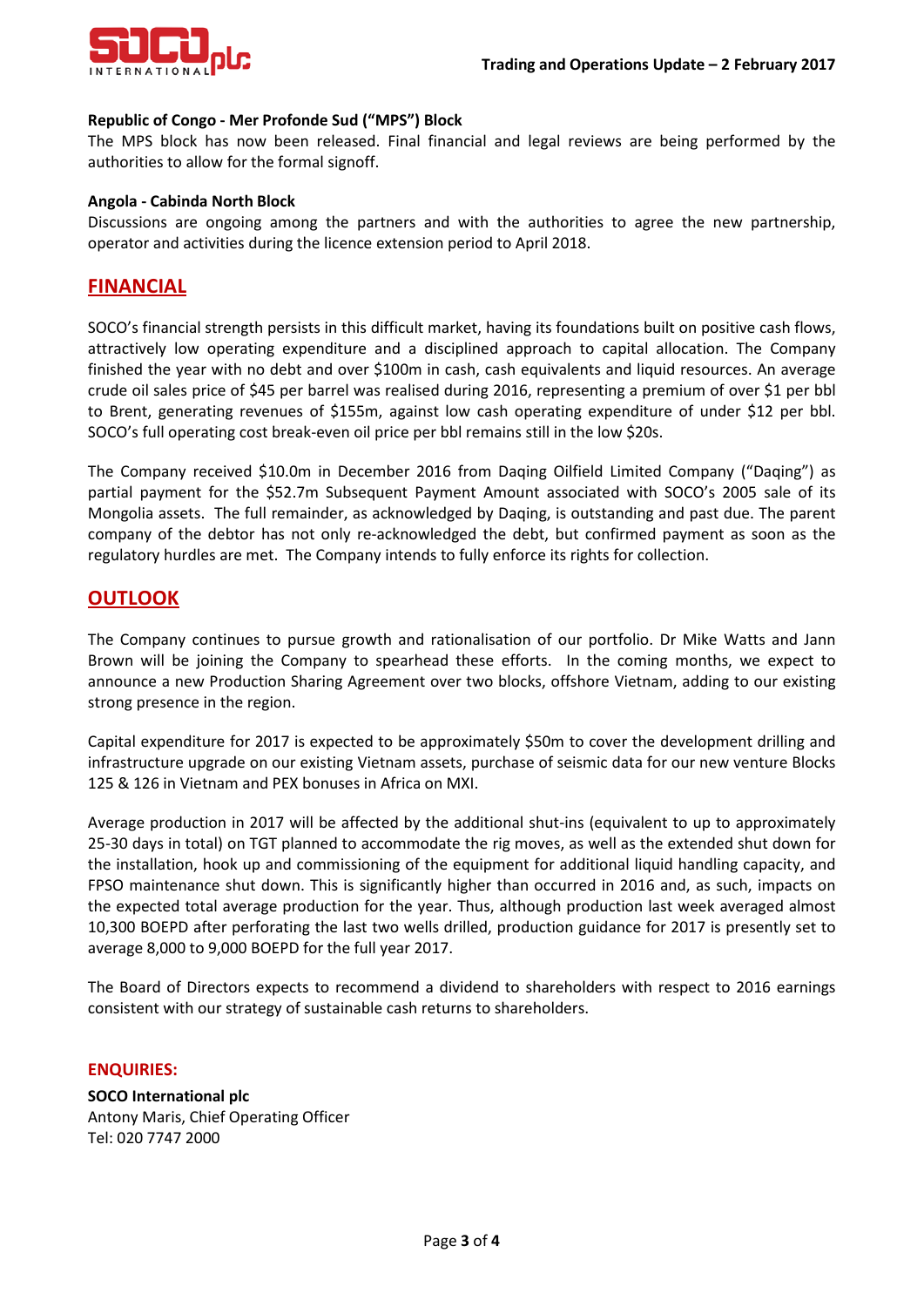**Republic of Congo - Mer Profonde Sud ("MPS") Block**

The MPS block has now been released. Final financial and legal reviews are being performed by the authorities to allow for the formal signoff.

**Angola - Cabinda North Block**

Discussions are ongoing among the partners and with the authorities to agree the new partnership, operator and activities during the licence extension period to April 2018.

## FINANCIAL

SOCO's financial strength persists in this difficult market, having its foundations built on positive cash flows, attractively low operating expenditure and a disciplined approach to capital allocation. The Company finished the year with no debt and over $100m in cash, cash equivalents and liquid resources. An average crude oil sales price of $45 per barrel was realised during 2016, representing a premium of over $1 per bbl to Brent, generating revenues of $155m, against low cash operating expenditure of under $12 per bbl. SOCO's full operating cost break-even oil price per bbl remains still in the low $20s.

The Company received $10.0m in December 2016 from Daqing Oilfield Limited Company ("Daqing") as partial payment for the $52.7m Subsequent Payment Amount associated with SOCO's 2005 sale of its Mongolia assets. The full remainder, as acknowledged by Daqing, is outstanding and past due. The parent company of the debtor has not only re-acknowledged the debt, but confirmed payment as soon as the regulatory hurdles are met. The Company intends to fully enforce its rights for collection.

## OUTLOOK

The Company continues to pursue growth and rationalisation of our portfolio. Dr Mike Watts and Jann Brown will be joining the Company to spearhead these efforts. In the coming months, we expect to announce a new Production Sharing Agreement over two blocks, offshore Vietnam, adding to our existing strong presence in the region.

Capital expenditure for 2017 is expected to be approximately $50m to cover the development drilling and infrastructure upgrade on our existing Vietnam assets, purchase of seismic data for our new venture Blocks 125 & 126 in Vietnam and PEX bonuses in Africa on MXI.

Average production in 2017 will be affected by the additional shut-ins (equivalent to up to approximately 25-30 days in total) on TGT planned to accommodate the rig moves, as well as the extended shut down for the installation, hook up and commissioning of the equipment for additional liquid handling capacity, and FPSO maintenance shut down. This is significantly higher than occurred in 2016 and, as such, impacts on the expected total average production for the year. Thus, although production last week averaged almost 10,300 BOEPD after perforating the last two wells drilled, production guidance for 2017 is presently set to average 8,000 to 9,000 BOEPD for the full year 2017.

The Board of Directors expects to recommend a dividend to shareholders with respect to 2016 earnings consistent with our strategy of sustainable cash returns to shareholders.

**ENQUIRIES:**

**SOCO International plc**
Antony Maris, Chief Operating Officer
Tel: 020 7747 2000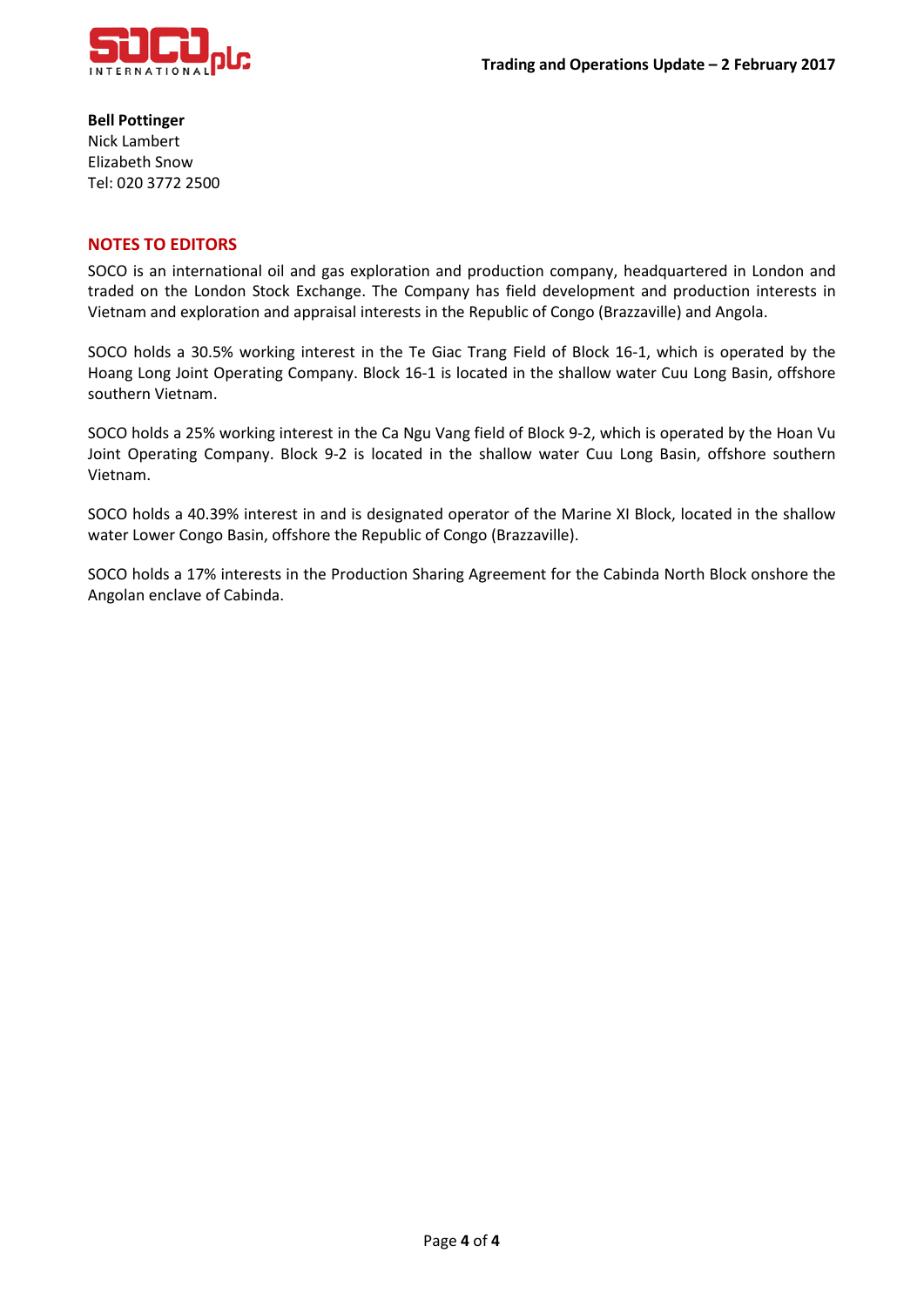**Bell Pottinger**
Nick Lambert
Elizabeth Snow
Tel: 020 3772 2500

## NOTES TO EDITORS

SOCO is an international oil and gas exploration and production company, headquartered in London and traded on the London Stock Exchange. The Company has field development and production interests in Vietnam and exploration and appraisal interests in the Republic of Congo (Brazzaville) and Angola.

SOCO holds a 30.5% working interest in the Te Giac Trang Field of Block 16-1, which is operated by the Hoang Long Joint Operating Company. Block 16-1 is located in the shallow water Cuu Long Basin, offshore southern Vietnam.

SOCO holds a 25% working interest in the Ca Ngu Vang field of Block 9-2, which is operated by the Hoan Vu Joint Operating Company. Block 9-2 is located in the shallow water Cuu Long Basin, offshore southern Vietnam.

SOCO holds a 40.39% interest in and is designated operator of the Marine XI Block, located in the shallow water Lower Congo Basin, offshore the Republic of Congo (Brazzaville).

SOCO holds a 17% interests in the Production Sharing Agreement for the Cabinda North Block onshore the Angolan enclave of Cabinda.